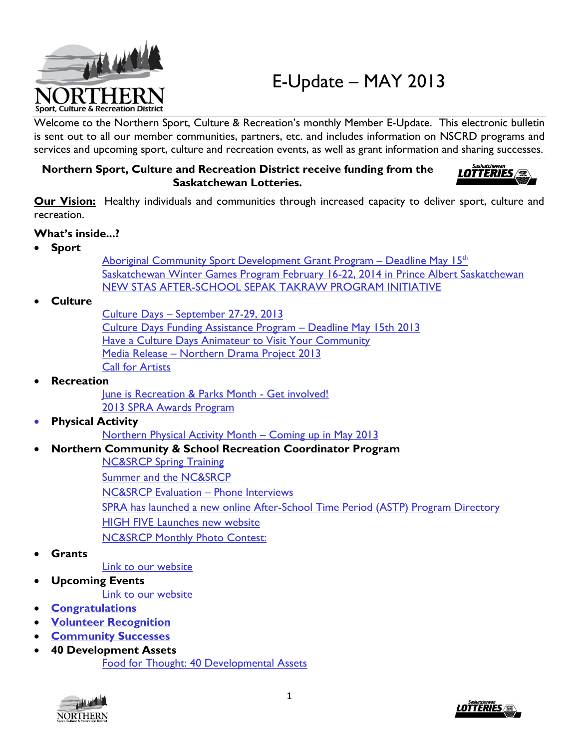# E-Update – MAY 2013

Welcome to the Northern Sport, Culture & Recreation's monthly Member E-Update. This electronic bulletin is sent out to all our member communities, partners, etc. and includes information on NSCRD programs and services and upcoming sport, culture and recreation events, as well as grant information and sharing successes.

**Northern Sport, Culture and Recreation District receive funding from the Saskatchewan Lotteries.**

**Our Vision:** Healthy individuals and communities through increased capacity to deliver sport, culture and recreation.

**What's inside...?**

- **Sport**
  - Aboriginal Community Sport Development Grant Program – Deadline May 15th
  - Saskatchewan Winter Games Program February 16-22, 2014 in Prince Albert Saskatchewan
  - NEW STAS AFTER-SCHOOL SEPAK TAKRAW PROGRAM INITIATIVE
- **Culture**
  - Culture Days – September 27-29, 2013
  - Culture Days Funding Assistance Program – Deadline May 15th 2013
  - Have a Culture Days Animateur to Visit Your Community
  - Media Release – Northern Drama Project 2013
  - Call for Artists
- **Recreation**
  - June is Recreation & Parks Month - Get involved!
  - 2013 SPRA Awards Program
- **Physical Activity**
  - Northern Physical Activity Month – Coming up in May 2013
- **Northern Community & School Recreation Coordinator Program**
  - NC&SRCP Spring Training
  - Summer and the NC&SRCP
  - NC&SRCP Evaluation – Phone Interviews
  - SPRA has launched a new online After-School Time Period (ASTP) Program Directory
  - HIGH FIVE Launches new website
  - NC&SRCP Monthly Photo Contest:
- **Grants**
  - Link to our website
- **Upcoming Events**
  - Link to our website
- **Congratulations**
- **Volunteer Recognition**
- **Community Successes**
- **40 Development Assets**
  - Food for Thought: 40 Developmental Assets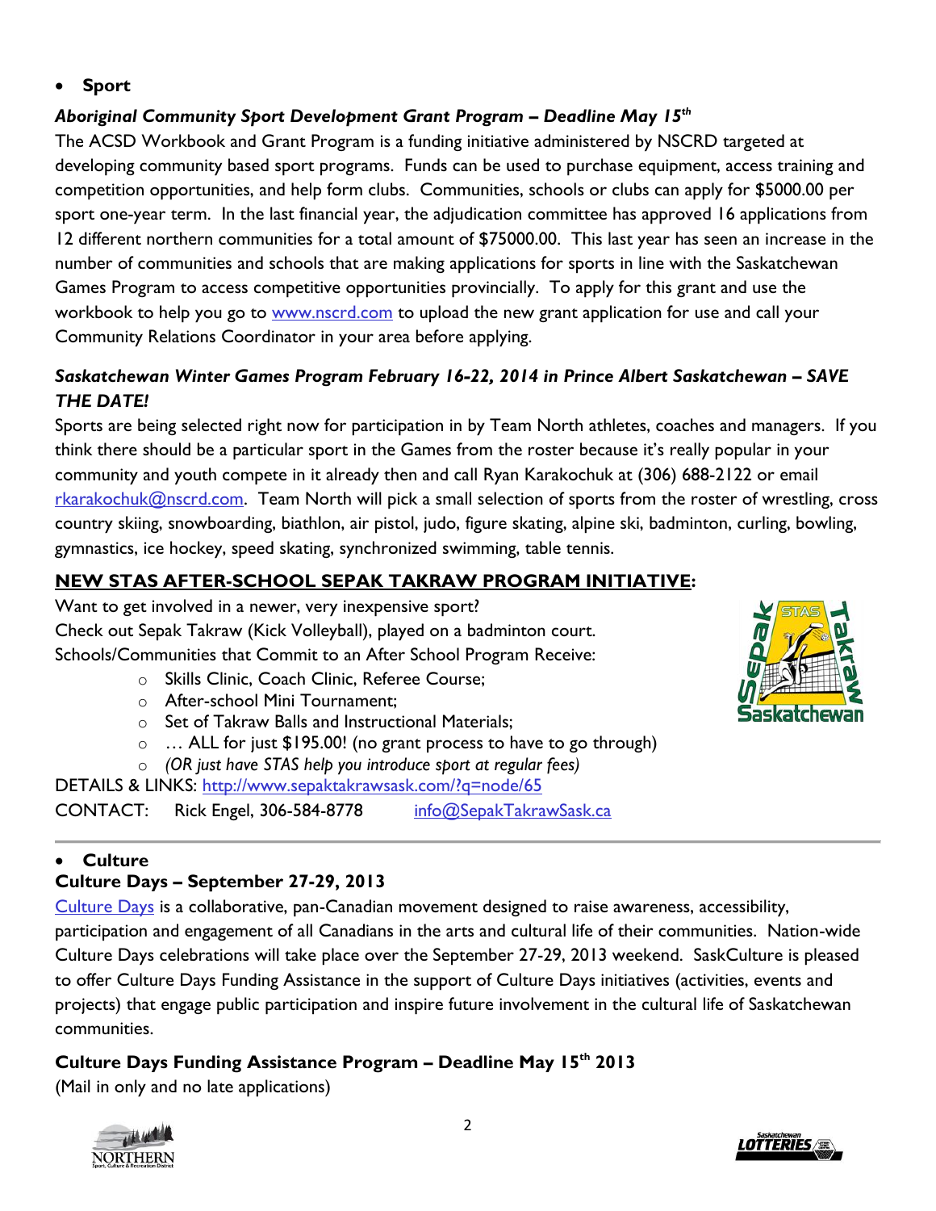- **Sport**

***Aboriginal Community Sport Development Grant Program – Deadline May 15th***

The ACSD Workbook and Grant Program is a funding initiative administered by NSCRD targeted at developing community based sport programs. Funds can be used to purchase equipment, access training and competition opportunities, and help form clubs. Communities, schools or clubs can apply for $5000.00 per sport one-year term. In the last financial year, the adjudication committee has approved 16 applications from 12 different northern communities for a total amount of $75000.00. This last year has seen an increase in the number of communities and schools that are making applications for sports in line with the Saskatchewan Games Program to access competitive opportunities provincially. To apply for this grant and use the workbook to help you go to [www.nscrd.com](http://www.nscrd.com) to upload the new grant application for use and call your Community Relations Coordinator in your area before applying.

***Saskatchewan Winter Games Program February 16-22, 2014 in Prince Albert Saskatchewan – SAVE THE DATE!***

Sports are being selected right now for participation in by Team North athletes, coaches and managers. If you think there should be a particular sport in the Games from the roster because it's really popular in your community and youth compete in it already then and call Ryan Karakochuk at (306) 688-2122 or email [rkarakochuk@nscrd.com](mailto:rkarakochuk@nscrd.com). Team North will pick a small selection of sports from the roster of wrestling, cross country skiing, snowboarding, biathlon, air pistol, judo, figure skating, alpine ski, badminton, curling, bowling, gymnastics, ice hockey, speed skating, synchronized swimming, table tennis.

**NEW STAS AFTER-SCHOOL SEPAK TAKRAW PROGRAM INITIATIVE:**

Want to get involved in a newer, very inexpensive sport?
Check out Sepak Takraw (Kick Volleyball), played on a badminton court.
Schools/Communities that Commit to an After School Program Receive:

- Skills Clinic, Coach Clinic, Referee Course;
- After-school Mini Tournament;
- Set of Takraw Balls and Instructional Materials;
- … ALL for just $195.00! (no grant process to have to go through)
- *(OR just have STAS help you introduce sport at regular fees)*

DETAILS & LINKS: [http://www.sepaktakrawsask.com/?q=node/65](http://www.sepaktakrawsask.com/?q=node/65)
CONTACT: Rick Engel, 306-584-8778 [info@SepakTakrawSask.ca](mailto:info@SepakTakrawSask.ca)

---

- **Culture**

**Culture Days – September 27-29, 2013**

[Culture Days](#) is a collaborative, pan-Canadian movement designed to raise awareness, accessibility, participation and engagement of all Canadians in the arts and cultural life of their communities. Nation-wide Culture Days celebrations will take place over the September 27-29, 2013 weekend. SaskCulture is pleased to offer Culture Days Funding Assistance in the support of Culture Days initiatives (activities, events and projects) that engage public participation and inspire future involvement in the cultural life of Saskatchewan communities.

**Culture Days Funding Assistance Program – Deadline May 15th 2013**

(Mail in only and no late applications)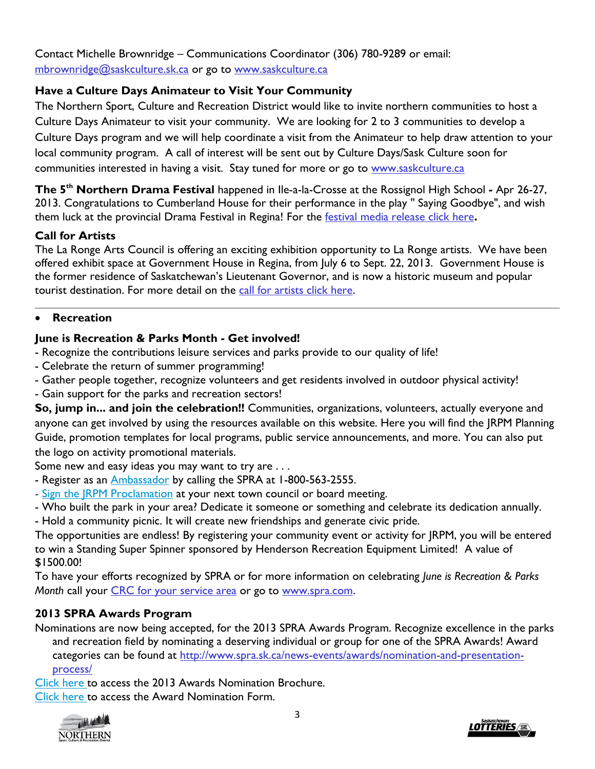Contact Michelle Brownridge – Communications Coordinator (306) 780-9289 or email: [mbrownridge@saskculture.sk.ca](mailto:mbrownridge@saskculture.sk.ca) or go to [www.saskculture.ca](http://www.saskculture.ca)

**Have a Culture Days Animateur to Visit Your Community**

The Northern Sport, Culture and Recreation District would like to invite northern communities to host a Culture Days Animateur to visit your community. We are looking for 2 to 3 communities to develop a Culture Days program and we will help coordinate a visit from the Animateur to help draw attention to your local community program. A call of interest will be sent out by Culture Days/Sask Culture soon for communities interested in having a visit. Stay tuned for more or go to [www.saskculture.ca](http://www.saskculture.ca)

**The 5th Northern Drama Festival** happened in Ile-a-la-Crosse at the Rossignol High School **-** Apr 26-27, 2013. Congratulations to Cumberland House for their performance in the play " Saying Goodbye", and wish them luck at the provincial Drama Festival in Regina! For the festival media release click here**.**

**Call for Artists**

The La Ronge Arts Council is offering an exciting exhibition opportunity to La Ronge artists. We have been offered exhibit space at Government House in Regina, from July 6 to Sept. 22, 2013. Government House is the former residence of Saskatchewan's Lieutenant Governor, and is now a historic museum and popular tourist destination. For more detail on the call for artists click here.

---

- **Recreation**

**June is Recreation & Parks Month - Get involved!**

- Recognize the contributions leisure services and parks provide to our quality of life!
- Celebrate the return of summer programming!
- Gather people together, recognize volunteers and get residents involved in outdoor physical activity!
- Gain support for the parks and recreation sectors!

**So, jump in... and join the celebration!!** Communities, organizations, volunteers, actually everyone and anyone can get involved by using the resources available on this website. Here you will find the JRPM Planning Guide, promotion templates for local programs, public service announcements, and more. You can also put the logo on activity promotional materials.

Some new and easy ideas you may want to try are . . .

- Register as an Ambassador by calling the SPRA at 1-800-563-2555.
- Sign the JRPM Proclamation at your next town council or board meeting.
- Who built the park in your area? Dedicate it someone or something and celebrate its dedication annually.
- Hold a community picnic. It will create new friendships and generate civic pride.

The opportunities are endless! By registering your community event or activity for JRPM, you will be entered to win a Standing Super Spinner sponsored by Henderson Recreation Equipment Limited! A value of $1500.00!

To have your efforts recognized by SPRA or for more information on celebrating *June is Recreation & Parks Month* call your CRC for your service area or go to [www.spra.com](http://www.spra.com).

**2013 SPRA Awards Program**

Nominations are now being accepted, for the 2013 SPRA Awards Program. Recognize excellence in the parks and recreation field by nominating a deserving individual or group for one of the SPRA Awards! Award categories can be found at [http://www.spra.sk.ca/news-events/awards/nomination-and-presentation-process/](http://www.spra.sk.ca/news-events/awards/nomination-and-presentation-process/)

Click here to access the 2013 Awards Nomination Brochure.

Click here to access the Award Nomination Form.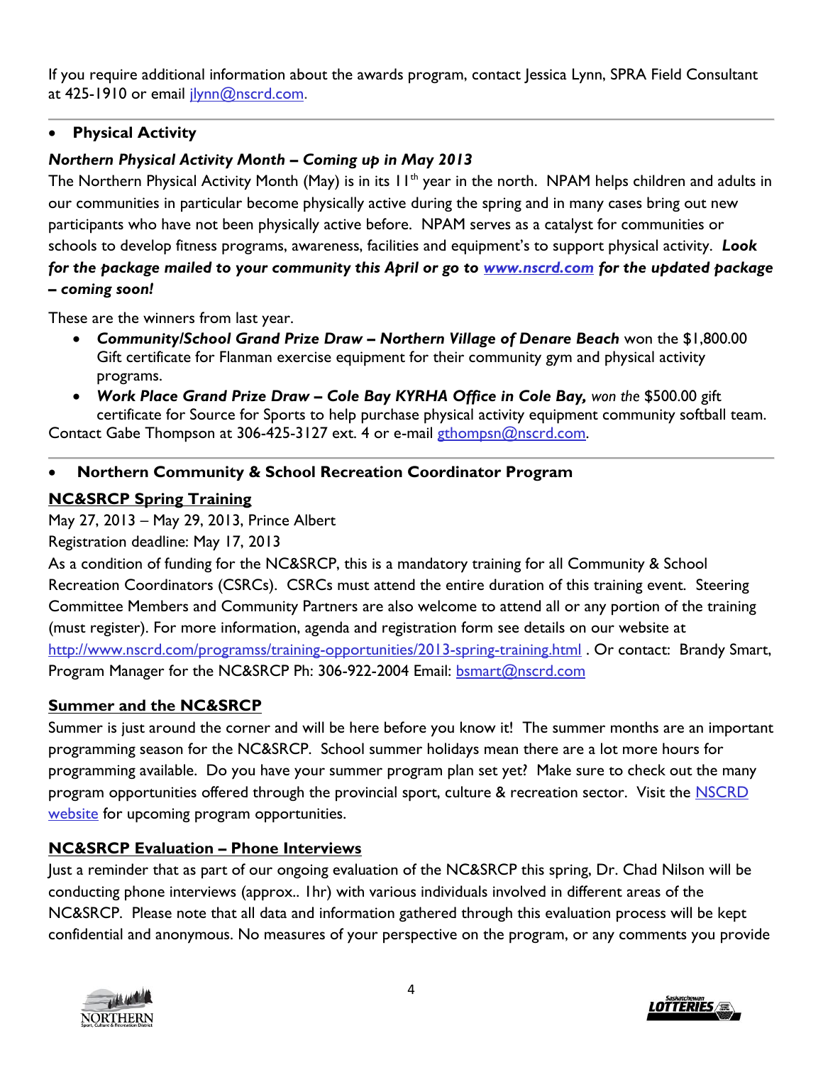If you require additional information about the awards program, contact Jessica Lynn, SPRA Field Consultant at 425-1910 or email jlynn@nscrd.com.

---

- **Physical Activity**

***Northern Physical Activity Month – Coming up in May 2013***

The Northern Physical Activity Month (May) is in its 11th year in the north. NPAM helps children and adults in our communities in particular become physically active during the spring and in many cases bring out new participants who have not been physically active before. NPAM serves as a catalyst for communities or schools to develop fitness programs, awareness, facilities and equipment's to support physical activity. ***Look for the package mailed to your community this April or go to www.nscrd.com for the updated package – coming soon!***

These are the winners from last year.

- ***Community/School Grand Prize Draw – Northern Village of Denare Beach*** won the $1,800.00 Gift certificate for Flanman exercise equipment for their community gym and physical activity programs.
- ***Work Place Grand Prize Draw – Cole Bay KYRHA Office in Cole Bay,*** *won the* $500.00 gift certificate for Source for Sports to help purchase physical activity equipment community softball team.

Contact Gabe Thompson at 306-425-3127 ext. 4 or e-mail gthompsn@nscrd.com.

---

- **Northern Community & School Recreation Coordinator Program**

**NC&SRCP Spring Training**

May 27, 2013 – May 29, 2013, Prince Albert
Registration deadline: May 17, 2013

As a condition of funding for the NC&SRCP, this is a mandatory training for all Community & School Recreation Coordinators (CSRCs). CSRCs must attend the entire duration of this training event. Steering Committee Members and Community Partners are also welcome to attend all or any portion of the training (must register). For more information, agenda and registration form see details on our website at http://www.nscrd.com/programss/training-opportunities/2013-spring-training.html . Or contact: Brandy Smart, Program Manager for the NC&SRCP Ph: 306-922-2004 Email: bsmart@nscrd.com

**Summer and the NC&SRCP**

Summer is just around the corner and will be here before you know it! The summer months are an important programming season for the NC&SRCP. School summer holidays mean there are a lot more hours for programming available. Do you have your summer program plan set yet? Make sure to check out the many program opportunities offered through the provincial sport, culture & recreation sector. Visit the NSCRD website for upcoming program opportunities.

**NC&SRCP Evaluation – Phone Interviews**

Just a reminder that as part of our ongoing evaluation of the NC&SRCP this spring, Dr. Chad Nilson will be conducting phone interviews (approx.. 1hr) with various individuals involved in different areas of the NC&SRCP. Please note that all data and information gathered through this evaluation process will be kept confidential and anonymous. No measures of your perspective on the program, or any comments you provide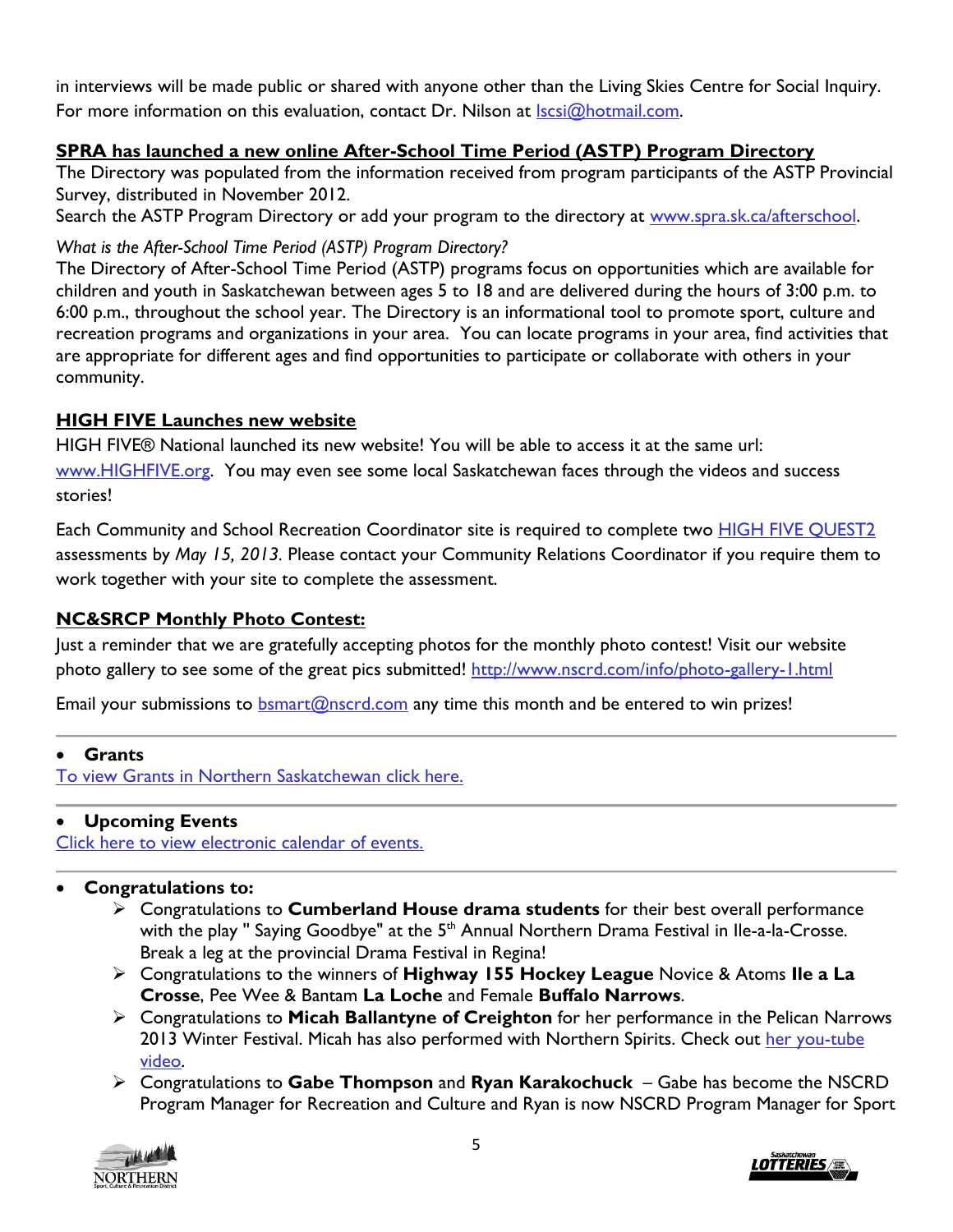in interviews will be made public or shared with anyone other than the Living Skies Centre for Social Inquiry. For more information on this evaluation, contact Dr. Nilson at [lscsi@hotmail.com](mailto:lscsi@hotmail.com).

## SPRA has launched a new online After-School Time Period (ASTP) Program Directory

The Directory was populated from the information received from program participants of the ASTP Provincial Survey, distributed in November 2012.

Search the ASTP Program Directory or add your program to the directory at [www.spra.sk.ca/afterschool](www.spra.sk.ca/afterschool).

*What is the After-School Time Period (ASTP) Program Directory?*

The Directory of After-School Time Period (ASTP) programs focus on opportunities which are available for children and youth in Saskatchewan between ages 5 to 18 and are delivered during the hours of 3:00 p.m. to 6:00 p.m., throughout the school year. The Directory is an informational tool to promote sport, culture and recreation programs and organizations in your area. You can locate programs in your area, find activities that are appropriate for different ages and find opportunities to participate or collaborate with others in your community.

## HIGH FIVE Launches new website

HIGH FIVE® National launched its new website! You will be able to access it at the same url: [www.HIGHFIVE.org](www.HIGHFIVE.org). You may even see some local Saskatchewan faces through the videos and success stories!

Each Community and School Recreation Coordinator site is required to complete two HIGH FIVE QUEST2 assessments by *May 15, 2013*. Please contact your Community Relations Coordinator if you require them to work together with your site to complete the assessment.

## NC&SRCP Monthly Photo Contest:

Just a reminder that we are gratefully accepting photos for the monthly photo contest! Visit our website photo gallery to see some of the great pics submitted! [http://www.nscrd.com/info/photo-gallery-1.html](http://www.nscrd.com/info/photo-gallery-1.html)

Email your submissions to [bsmart@nscrd.com](mailto:bsmart@nscrd.com) any time this month and be entered to win prizes!

---

- **Grants**

To view Grants in Northern Saskatchewan click here.

---

- **Upcoming Events**

Click here to view electronic calendar of events.

---

- **Congratulations to:**
  - Congratulations to **Cumberland House drama students** for their best overall performance with the play " Saying Goodbye" at the 5th Annual Northern Drama Festival in Ile-a-la-Crosse. Break a leg at the provincial Drama Festival in Regina!
  - Congratulations to the winners of **Highway 155 Hockey League** Novice & Atoms **Ile a La Crosse**, Pee Wee & Bantam **La Loche** and Female **Buffalo Narrows**.
  - Congratulations to **Micah Ballantyne of Creighton** for her performance in the Pelican Narrows 2013 Winter Festival. Micah has also performed with Northern Spirits. Check out her you-tube video.
  - Congratulations to **Gabe Thompson** and **Ryan Karakochuck** – Gabe has become the NSCRD Program Manager for Recreation and Culture and Ryan is now NSCRD Program Manager for Sport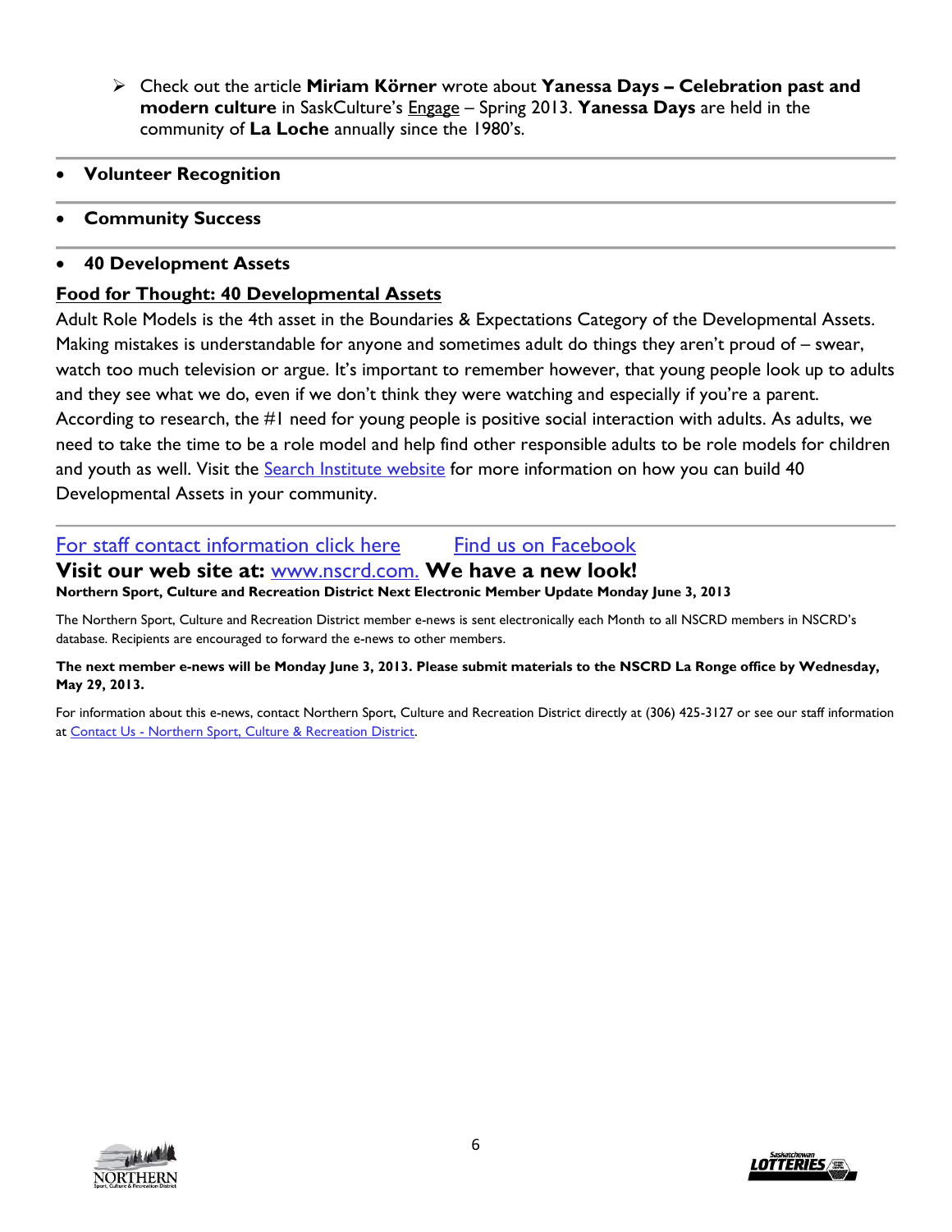- Check out the article **Miriam Körner** wrote about **Yanessa Days – Celebration past and modern culture** in SaskCulture's Engage – Spring 2013. **Yanessa Days** are held in the community of **La Loche** annually since the 1980's.

---

- **Volunteer Recognition**

---

- **Community Success**

---

- **40 Development Assets**

**Food for Thought: 40 Developmental Assets**

Adult Role Models is the 4th asset in the Boundaries & Expectations Category of the Developmental Assets. Making mistakes is understandable for anyone and sometimes adult do things they aren't proud of – swear, watch too much television or argue. It's important to remember however, that young people look up to adults and they see what we do, even if we don't think they were watching and especially if you're a parent. According to research, the #1 need for young people is positive social interaction with adults. As adults, we need to take the time to be a role model and help find other responsible adults to be role models for children and youth as well. Visit the Search Institute website for more information on how you can build 40 Developmental Assets in your community.

---

For staff contact information click here        Find us on Facebook

**Visit our web site at:** www.nscrd.com. **We have a new look!**

**Northern Sport, Culture and Recreation District Next Electronic Member Update Monday June 3, 2013**

The Northern Sport, Culture and Recreation District member e-news is sent electronically each Month to all NSCRD members in NSCRD's database. Recipients are encouraged to forward the e-news to other members.

**The next member e-news will be Monday June 3, 2013. Please submit materials to the NSCRD La Ronge office by Wednesday, May 29, 2013.**

For information about this e-news, contact Northern Sport, Culture and Recreation District directly at (306) 425-3127 or see our staff information at Contact Us - Northern Sport, Culture & Recreation District.